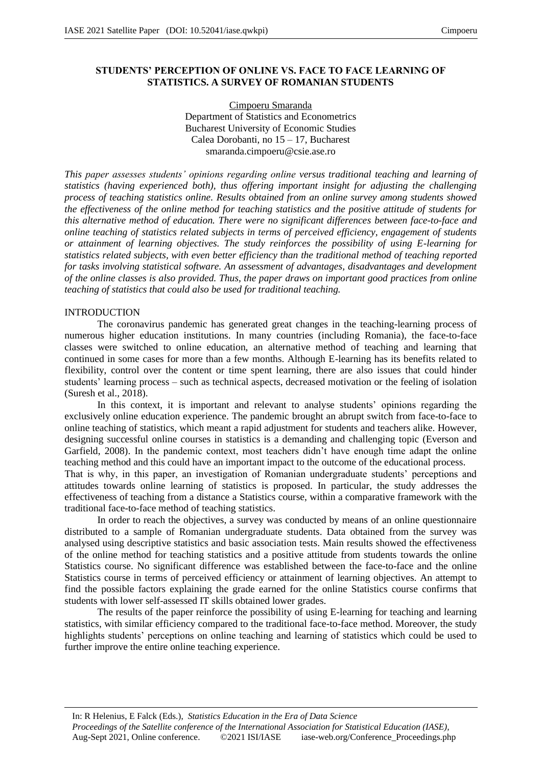**STUDENTS' PERCEPTION OF ONLINE VS. FACE TO FACE LEARNING OF STATISTICS. A SURVEY OF ROMANIAN STUDENTS**

Cimpoeru Smaranda
Department of Statistics and Econometrics
Bucharest University of Economic Studies
Calea Dorobanti, no 15 – 17, Bucharest
smaranda.cimpoeru@csie.ase.ro

*This paper assesses students' opinions regarding online versus traditional teaching and learning of statistics (having experienced both), thus offering important insight for adjusting the challenging process of teaching statistics online. Results obtained from an online survey among students showed the effectiveness of the online method for teaching statistics and the positive attitude of students for this alternative method of education. There were no significant differences between face-to-face and online teaching of statistics related subjects in terms of perceived efficiency, engagement of students or attainment of learning objectives. The study reinforces the possibility of using E-learning for statistics related subjects, with even better efficiency than the traditional method of teaching reported for tasks involving statistical software. An assessment of advantages, disadvantages and development of the online classes is also provided. Thus, the paper draws on important good practices from online teaching of statistics that could also be used for traditional teaching.*

## INTRODUCTION

The coronavirus pandemic has generated great changes in the teaching-learning process of numerous higher education institutions. In many countries (including Romania), the face-to-face classes were switched to online education, an alternative method of teaching and learning that continued in some cases for more than a few months. Although E-learning has its benefits related to flexibility, control over the content or time spent learning, there are also issues that could hinder students' learning process – such as technical aspects, decreased motivation or the feeling of isolation (Suresh et al., 2018).

In this context, it is important and relevant to analyse students' opinions regarding the exclusively online education experience. The pandemic brought an abrupt switch from face-to-face to online teaching of statistics, which meant a rapid adjustment for students and teachers alike. However, designing successful online courses in statistics is a demanding and challenging topic (Everson and Garfield, 2008). In the pandemic context, most teachers didn't have enough time adapt the online teaching method and this could have an important impact to the outcome of the educational process.

That is why, in this paper, an investigation of Romanian undergraduate students' perceptions and attitudes towards online learning of statistics is proposed. In particular, the study addresses the effectiveness of teaching from a distance a Statistics course, within a comparative framework with the traditional face-to-face method of teaching statistics.

In order to reach the objectives, a survey was conducted by means of an online questionnaire distributed to a sample of Romanian undergraduate students. Data obtained from the survey was analysed using descriptive statistics and basic association tests. Main results showed the effectiveness of the online method for teaching statistics and a positive attitude from students towards the online Statistics course. No significant difference was established between the face-to-face and the online Statistics course in terms of perceived efficiency or attainment of learning objectives. An attempt to find the possible factors explaining the grade earned for the online Statistics course confirms that students with lower self-assessed IT skills obtained lower grades.

The results of the paper reinforce the possibility of using E-learning for teaching and learning statistics, with similar efficiency compared to the traditional face-to-face method. Moreover, the study highlights students' perceptions on online teaching and learning of statistics which could be used to further improve the entire online teaching experience.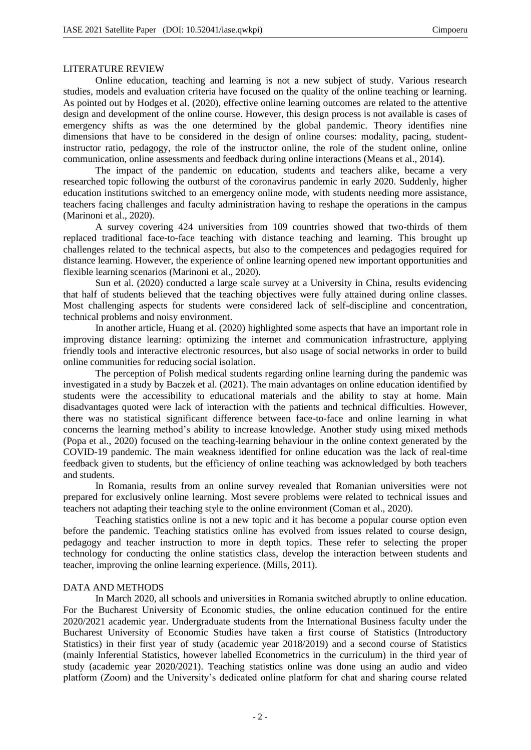## LITERATURE REVIEW

Online education, teaching and learning is not a new subject of study. Various research studies, models and evaluation criteria have focused on the quality of the online teaching or learning. As pointed out by Hodges et al. (2020), effective online learning outcomes are related to the attentive design and development of the online course. However, this design process is not available is cases of emergency shifts as was the one determined by the global pandemic. Theory identifies nine dimensions that have to be considered in the design of online courses: modality, pacing, student-instructor ratio, pedagogy, the role of the instructor online, the role of the student online, online communication, online assessments and feedback during online interactions (Means et al., 2014).

The impact of the pandemic on education, students and teachers alike, became a very researched topic following the outburst of the coronavirus pandemic in early 2020. Suddenly, higher education institutions switched to an emergency online mode, with students needing more assistance, teachers facing challenges and faculty administration having to reshape the operations in the campus (Marinoni et al., 2020).

A survey covering 424 universities from 109 countries showed that two-thirds of them replaced traditional face-to-face teaching with distance teaching and learning. This brought up challenges related to the technical aspects, but also to the competences and pedagogies required for distance learning. However, the experience of online learning opened new important opportunities and flexible learning scenarios (Marinoni et al., 2020).

Sun et al. (2020) conducted a large scale survey at a University in China, results evidencing that half of students believed that the teaching objectives were fully attained during online classes. Most challenging aspects for students were considered lack of self-discipline and concentration, technical problems and noisy environment.

In another article, Huang et al. (2020) highlighted some aspects that have an important role in improving distance learning: optimizing the internet and communication infrastructure, applying friendly tools and interactive electronic resources, but also usage of social networks in order to build online communities for reducing social isolation.

The perception of Polish medical students regarding online learning during the pandemic was investigated in a study by Baczek et al. (2021). The main advantages on online education identified by students were the accessibility to educational materials and the ability to stay at home. Main disadvantages quoted were lack of interaction with the patients and technical difficulties. However, there was no statistical significant difference between face-to-face and online learning in what concerns the learning method's ability to increase knowledge. Another study using mixed methods (Popa et al., 2020) focused on the teaching-learning behaviour in the online context generated by the COVID-19 pandemic. The main weakness identified for online education was the lack of real-time feedback given to students, but the efficiency of online teaching was acknowledged by both teachers and students.

In Romania, results from an online survey revealed that Romanian universities were not prepared for exclusively online learning. Most severe problems were related to technical issues and teachers not adapting their teaching style to the online environment (Coman et al., 2020).

Teaching statistics online is not a new topic and it has become a popular course option even before the pandemic. Teaching statistics online has evolved from issues related to course design, pedagogy and teacher instruction to more in depth topics. These refer to selecting the proper technology for conducting the online statistics class, develop the interaction between students and teacher, improving the online learning experience. (Mills, 2011).

## DATA AND METHODS

In March 2020, all schools and universities in Romania switched abruptly to online education. For the Bucharest University of Economic studies, the online education continued for the entire 2020/2021 academic year. Undergraduate students from the International Business faculty under the Bucharest University of Economic Studies have taken a first course of Statistics (Introductory Statistics) in their first year of study (academic year 2018/2019) and a second course of Statistics (mainly Inferential Statistics, however labelled Econometrics in the curriculum) in the third year of study (academic year 2020/2021). Teaching statistics online was done using an audio and video platform (Zoom) and the University's dedicated online platform for chat and sharing course related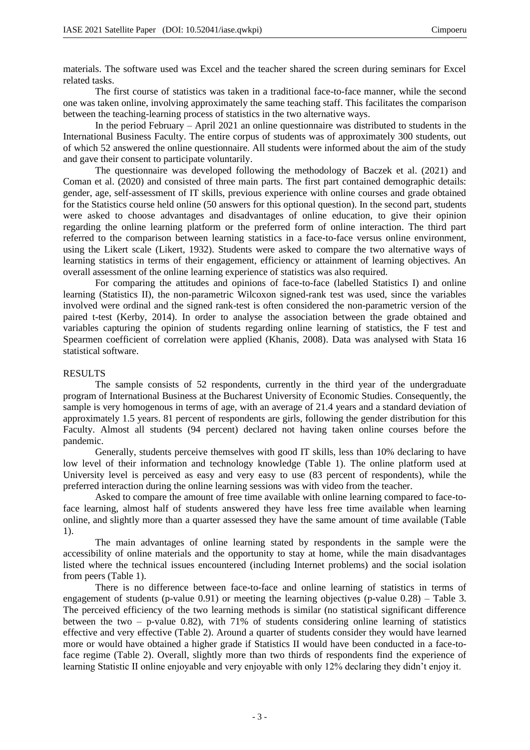materials. The software used was Excel and the teacher shared the screen during seminars for Excel related tasks.

The first course of statistics was taken in a traditional face-to-face manner, while the second one was taken online, involving approximately the same teaching staff. This facilitates the comparison between the teaching-learning process of statistics in the two alternative ways.

In the period February – April 2021 an online questionnaire was distributed to students in the International Business Faculty. The entire corpus of students was of approximately 300 students, out of which 52 answered the online questionnaire. All students were informed about the aim of the study and gave their consent to participate voluntarily.

The questionnaire was developed following the methodology of Baczek et al. (2021) and Coman et al. (2020) and consisted of three main parts. The first part contained demographic details: gender, age, self-assessment of IT skills, previous experience with online courses and grade obtained for the Statistics course held online (50 answers for this optional question). In the second part, students were asked to choose advantages and disadvantages of online education, to give their opinion regarding the online learning platform or the preferred form of online interaction. The third part referred to the comparison between learning statistics in a face-to-face versus online environment, using the Likert scale (Likert, 1932). Students were asked to compare the two alternative ways of learning statistics in terms of their engagement, efficiency or attainment of learning objectives. An overall assessment of the online learning experience of statistics was also required.

For comparing the attitudes and opinions of face-to-face (labelled Statistics I) and online learning (Statistics II), the non-parametric Wilcoxon signed-rank test was used, since the variables involved were ordinal and the signed rank-test is often considered the non-parametric version of the paired t-test (Kerby, 2014). In order to analyse the association between the grade obtained and variables capturing the opinion of students regarding online learning of statistics, the F test and Spearmen coefficient of correlation were applied (Khanis, 2008). Data was analysed with Stata 16 statistical software.

## RESULTS

The sample consists of 52 respondents, currently in the third year of the undergraduate program of International Business at the Bucharest University of Economic Studies. Consequently, the sample is very homogenous in terms of age, with an average of 21.4 years and a standard deviation of approximately 1.5 years. 81 percent of respondents are girls, following the gender distribution for this Faculty. Almost all students (94 percent) declared not having taken online courses before the pandemic.

Generally, students perceive themselves with good IT skills, less than 10% declaring to have low level of their information and technology knowledge (Table 1). The online platform used at University level is perceived as easy and very easy to use (83 percent of respondents), while the preferred interaction during the online learning sessions was with video from the teacher.

Asked to compare the amount of free time available with online learning compared to face-to-face learning, almost half of students answered they have less free time available when learning online, and slightly more than a quarter assessed they have the same amount of time available (Table 1).

The main advantages of online learning stated by respondents in the sample were the accessibility of online materials and the opportunity to stay at home, while the main disadvantages listed where the technical issues encountered (including Internet problems) and the social isolation from peers (Table 1).

There is no difference between face-to-face and online learning of statistics in terms of engagement of students (p-value 0.91) or meeting the learning objectives (p-value 0.28) – Table 3. The perceived efficiency of the two learning methods is similar (no statistical significant difference between the two – p-value 0.82), with 71% of students considering online learning of statistics effective and very effective (Table 2). Around a quarter of students consider they would have learned more or would have obtained a higher grade if Statistics II would have been conducted in a face-to-face regime (Table 2). Overall, slightly more than two thirds of respondents find the experience of learning Statistic II online enjoyable and very enjoyable with only 12% declaring they didn't enjoy it.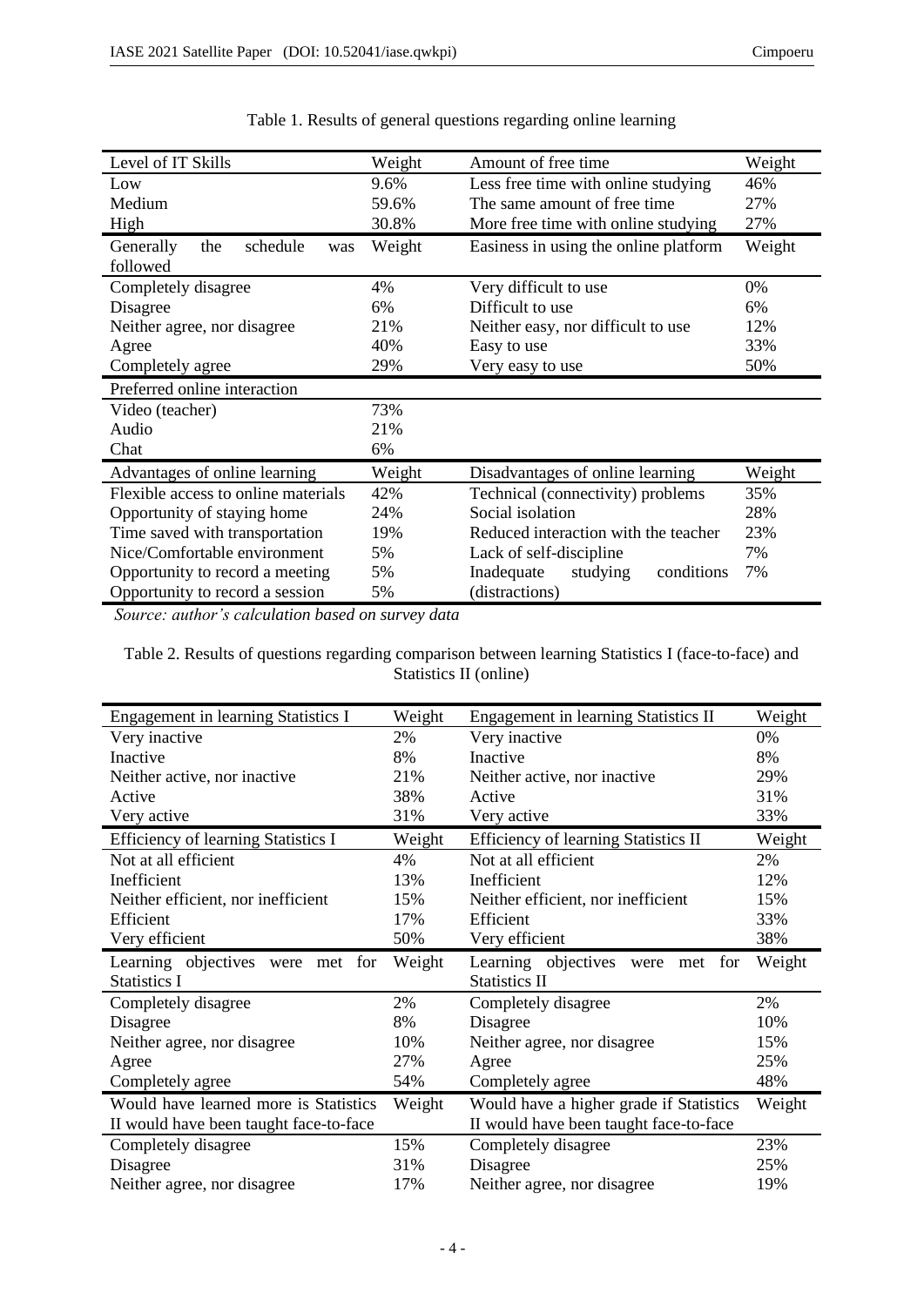Table 1. Results of general questions regarding online learning

| Level of IT Skills | Weight | Amount of free time | Weight |
|---|---|---|---|
| Low | 9.6% | Less free time with online studying | 46% |
| Medium | 59.6% | The same amount of free time | 27% |
| High | 30.8% | More free time with online studying | 27% |
| Generally the schedule was followed | Weight | Easiness in using the online platform | Weight |
| Completely disagree | 4% | Very difficult to use | 0% |
| Disagree | 6% | Difficult to use | 6% |
| Neither agree, nor disagree | 21% | Neither easy, nor difficult to use | 12% |
| Agree | 40% | Easy to use | 33% |
| Completely agree | 29% | Very easy to use | 50% |
| Preferred online interaction | | | |
| Video (teacher) | 73% | | |
| Audio | 21% | | |
| Chat | 6% | | |
| Advantages of online learning | Weight | Disadvantages of online learning | Weight |
| Flexible access to online materials | 42% | Technical (connectivity) problems | 35% |
| Opportunity of staying home | 24% | Social isolation | 28% |
| Time saved with transportation | 19% | Reduced interaction with the teacher | 23% |
| Nice/Comfortable environment | 5% | Lack of self-discipline | 7% |
| Opportunity to record a meeting | 5% | Inadequate studying conditions (distractions) | 7% |
| Opportunity to record a session | 5% | | |

*Source: author's calculation based on survey data*

Table 2. Results of questions regarding comparison between learning Statistics I (face-to-face) and Statistics II (online)

| Engagement in learning Statistics I | Weight | Engagement in learning Statistics II | Weight |
|---|---|---|---|
| Very inactive | 2% | Very inactive | 0% |
| Inactive | 8% | Inactive | 8% |
| Neither active, nor inactive | 21% | Neither active, nor inactive | 29% |
| Active | 38% | Active | 31% |
| Very active | 31% | Very active | 33% |
| Efficiency of learning Statistics I | Weight | Efficiency of learning Statistics II | Weight |
| Not at all efficient | 4% | Not at all efficient | 2% |
| Inefficient | 13% | Inefficient | 12% |
| Neither efficient, nor inefficient | 15% | Neither efficient, nor inefficient | 15% |
| Efficient | 17% | Efficient | 33% |
| Very efficient | 50% | Very efficient | 38% |
| Learning objectives were met for Statistics I | Weight | Learning objectives were met for Statistics II | Weight |
| Completely disagree | 2% | Completely disagree | 2% |
| Disagree | 8% | Disagree | 10% |
| Neither agree, nor disagree | 10% | Neither agree, nor disagree | 15% |
| Agree | 27% | Agree | 25% |
| Completely agree | 54% | Completely agree | 48% |
| Would have learned more is Statistics II would have been taught face-to-face | Weight | Would have a higher grade if Statistics II would have been taught face-to-face | Weight |
| Completely disagree | 15% | Completely disagree | 23% |
| Disagree | 31% | Disagree | 25% |
| Neither agree, nor disagree | 17% | Neither agree, nor disagree | 19% |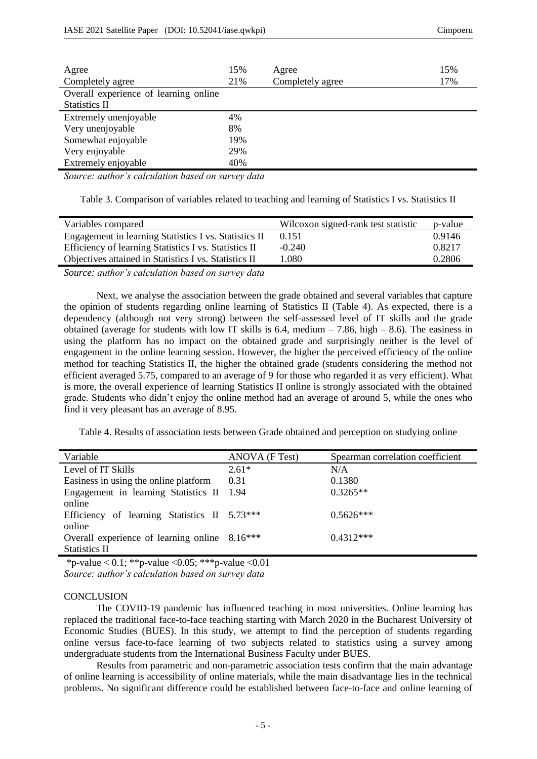| | | | |
|---|---|---|---|
| Agree | 15% | Agree | 15% |
| Completely agree | 21% | Completely agree | 17% |
| Overall experience of learning online Statistics II | | | |
| Extremely unenjoyable | 4% | | |
| Very unenjoyable | 8% | | |
| Somewhat enjoyable | 19% | | |
| Very enjoyable | 29% | | |
| Extremely enjoyable | 40% | | |

*Source: author's calculation based on survey data*

Table 3. Comparison of variables related to teaching and learning of Statistics I vs. Statistics II

| Variables compared | Wilcoxon signed-rank test statistic | p-value |
|---|---|---|
| Engagement in learning Statistics I vs. Statistics II | 0.151 | 0.9146 |
| Efficiency of learning Statistics I vs. Statistics II | -0.240 | 0.8217 |
| Objectives attained in Statistics I vs. Statistics II | 1.080 | 0.2806 |

*Source: author's calculation based on survey data*

Next, we analyse the association between the grade obtained and several variables that capture the opinion of students regarding online learning of Statistics II (Table 4). As expected, there is a dependency (although not very strong) between the self-assessed level of IT skills and the grade obtained (average for students with low IT skills is 6.4, medium – 7.86, high – 8.6). The easiness in using the platform has no impact on the obtained grade and surprisingly neither is the level of engagement in the online learning session. However, the higher the perceived efficiency of the online method for teaching Statistics II, the higher the obtained grade (students considering the method not efficient averaged 5.75, compared to an average of 9 for those who regarded it as very efficient). What is more, the overall experience of learning Statistics II online is strongly associated with the obtained grade. Students who didn't enjoy the online method had an average of around 5, while the ones who find it very pleasant has an average of 8.95.

Table 4. Results of association tests between Grade obtained and perception on studying online

| Variable | ANOVA (F Test) | Spearman correlation coefficient |
|---|---|---|
| Level of IT Skills | 2.61* | N/A |
| Easiness in using the online platform | 0.31 | 0.1380 |
| Engagement in learning Statistics II online | 1.94 | 0.3265** |
| Efficiency of learning Statistics II online | 5.73*** | 0.5626*** |
| Overall experience of learning online Statistics II | 8.16*** | 0.4312*** |

*p-value < 0.1; **p-value <0.05; ***p-value <0.01

*Source: author's calculation based on survey data*

## CONCLUSION

The COVID-19 pandemic has influenced teaching in most universities. Online learning has replaced the traditional face-to-face teaching starting with March 2020 in the Bucharest University of Economic Studies (BUES). In this study, we attempt to find the perception of students regarding online versus face-to-face learning of two subjects related to statistics using a survey among undergraduate students from the International Business Faculty under BUES.

Results from parametric and non-parametric association tests confirm that the main advantage of online learning is accessibility of online materials, while the main disadvantage lies in the technical problems. No significant difference could be established between face-to-face and online learning of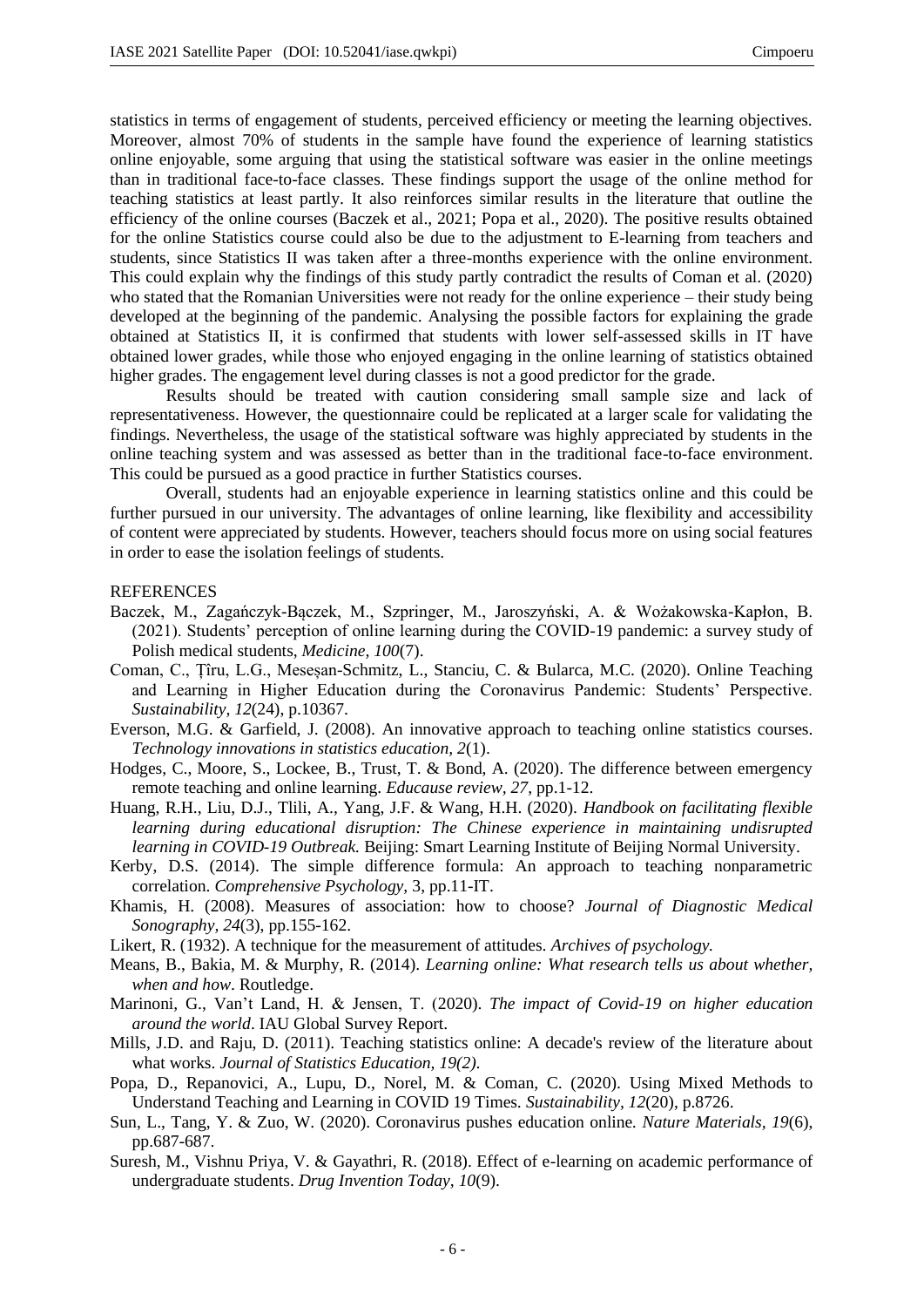statistics in terms of engagement of students, perceived efficiency or meeting the learning objectives. Moreover, almost 70% of students in the sample have found the experience of learning statistics online enjoyable, some arguing that using the statistical software was easier in the online meetings than in traditional face-to-face classes. These findings support the usage of the online method for teaching statistics at least partly. It also reinforces similar results in the literature that outline the efficiency of the online courses (Baczek et al., 2021; Popa et al., 2020). The positive results obtained for the online Statistics course could also be due to the adjustment to E-learning from teachers and students, since Statistics II was taken after a three-months experience with the online environment. This could explain why the findings of this study partly contradict the results of Coman et al. (2020) who stated that the Romanian Universities were not ready for the online experience – their study being developed at the beginning of the pandemic. Analysing the possible factors for explaining the grade obtained at Statistics II, it is confirmed that students with lower self-assessed skills in IT have obtained lower grades, while those who enjoyed engaging in the online learning of statistics obtained higher grades. The engagement level during classes is not a good predictor for the grade.

Results should be treated with caution considering small sample size and lack of representativeness. However, the questionnaire could be replicated at a larger scale for validating the findings. Nevertheless, the usage of the statistical software was highly appreciated by students in the online teaching system and was assessed as better than in the traditional face-to-face environment. This could be pursued as a good practice in further Statistics courses.

Overall, students had an enjoyable experience in learning statistics online and this could be further pursued in our university. The advantages of online learning, like flexibility and accessibility of content were appreciated by students. However, teachers should focus more on using social features in order to ease the isolation feelings of students.

## REFERENCES

Baczek, M., Zagańczyk-Bączek, M., Szpringer, M., Jaroszyński, A. & Wożakowska-Kapłon, B. (2021). Students' perception of online learning during the COVID-19 pandemic: a survey study of Polish medical students, *Medicine, 100*(7).

Coman, C., Țîru, L.G., Meseșan-Schmitz, L., Stanciu, C. & Bularca, M.C. (2020). Online Teaching and Learning in Higher Education during the Coronavirus Pandemic: Students' Perspective. *Sustainability, 12*(24), p.10367.

Everson, M.G. & Garfield, J. (2008). An innovative approach to teaching online statistics courses. *Technology innovations in statistics education, 2*(1).

Hodges, C., Moore, S., Lockee, B., Trust, T. & Bond, A. (2020). The difference between emergency remote teaching and online learning. *Educause review, 27*, pp.1-12.

Huang, R.H., Liu, D.J., Tlili, A., Yang, J.F. & Wang, H.H. (2020). *Handbook on facilitating flexible learning during educational disruption: The Chinese experience in maintaining undisrupted learning in COVID-19 Outbreak.* Beijing: Smart Learning Institute of Beijing Normal University.

Kerby, D.S. (2014). The simple difference formula: An approach to teaching nonparametric correlation. *Comprehensive Psychology*, 3, pp.11-IT.

Khamis, H. (2008). Measures of association: how to choose? *Journal of Diagnostic Medical Sonography, 24*(3), pp.155-162.

Likert, R. (1932). A technique for the measurement of attitudes. *Archives of psychology.*

Means, B., Bakia, M. & Murphy, R. (2014). *Learning online: What research tells us about whether, when and how*. Routledge.

Marinoni, G., Van't Land, H. & Jensen, T. (2020). *The impact of Covid-19 on higher education around the world*. IAU Global Survey Report.

Mills, J.D. and Raju, D. (2011). Teaching statistics online: A decade's review of the literature about what works. *Journal of Statistics Education, 19(2).*

Popa, D., Repanovici, A., Lupu, D., Norel, M. & Coman, C. (2020). Using Mixed Methods to Understand Teaching and Learning in COVID 19 Times. *Sustainability, 12*(20), p.8726.

Sun, L., Tang, Y. & Zuo, W. (2020). Coronavirus pushes education online. *Nature Materials, 19*(6), pp.687-687.

Suresh, M., Vishnu Priya, V. & Gayathri, R. (2018). Effect of e-learning on academic performance of undergraduate students. *Drug Invention Today, 10*(9).